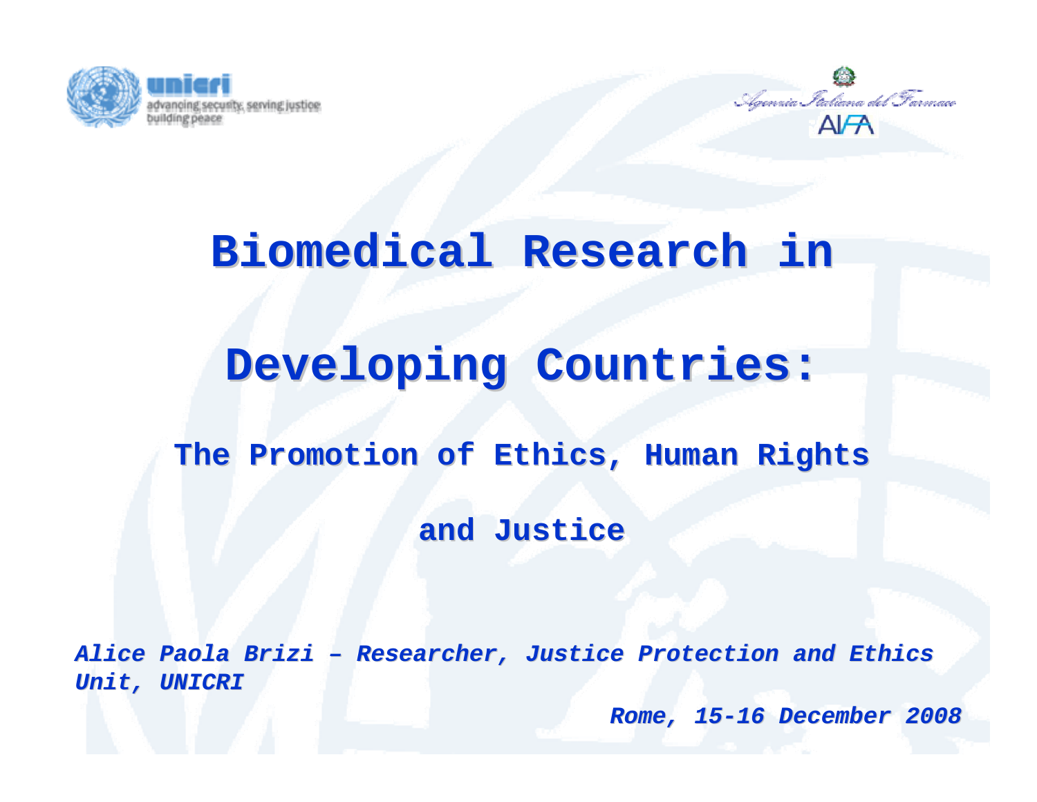unicri
advancing security, serving justice
building peace

Agenzia Italiana del Farmaco
AIFA

# Biomedical Research in Developing Countries:

## The Promotion of Ethics, Human Rights and Justice

***Alice Paola Brizi – Researcher, Justice Protection and Ethics Unit, UNICRI***

***Rome, 15-16 December 2008***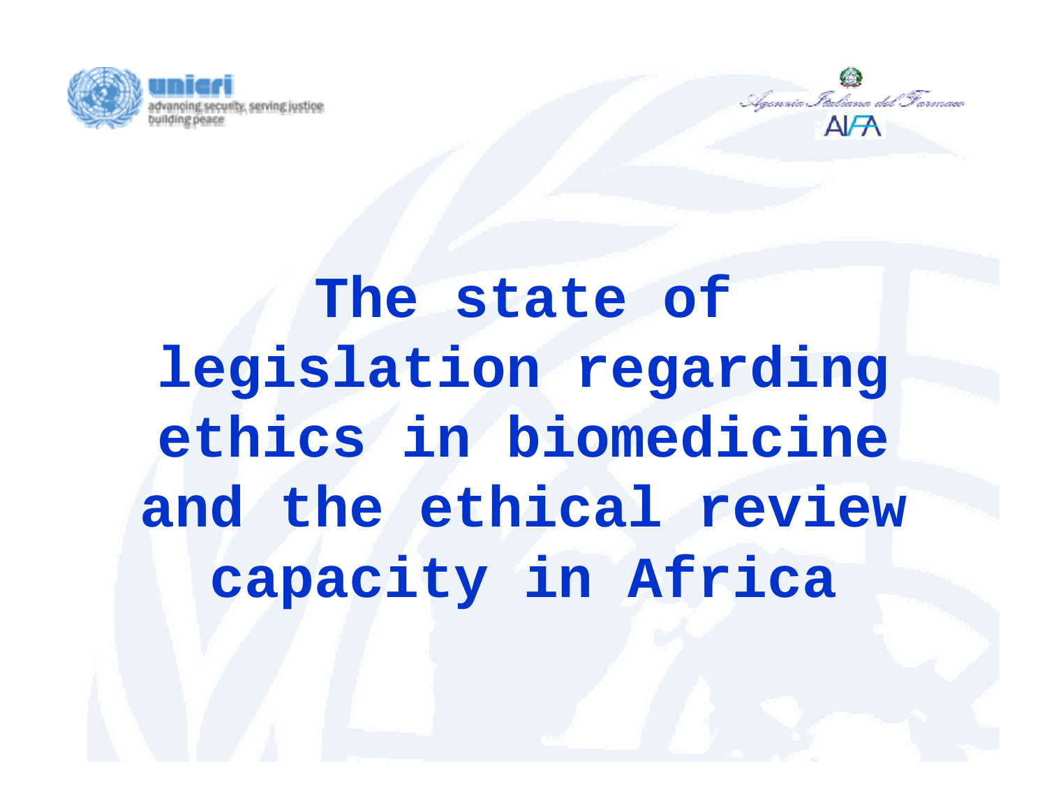unicri
advancing security, serving justice
building peace

Agenzia Italiana del Farmaco
AIFA

# The state of legislation regarding ethics in biomedicine and the ethical review capacity in Africa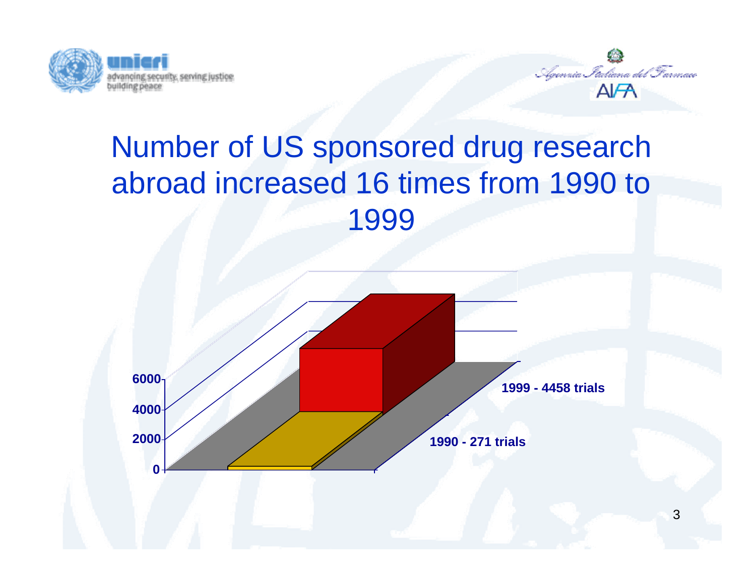# Number of US sponsored drug research abroad increased 16 times from 1990 to 1999

| Year | Trials |
| --- | --- |
| 1990 | 271 trials |
| 1999 | 4458 trials |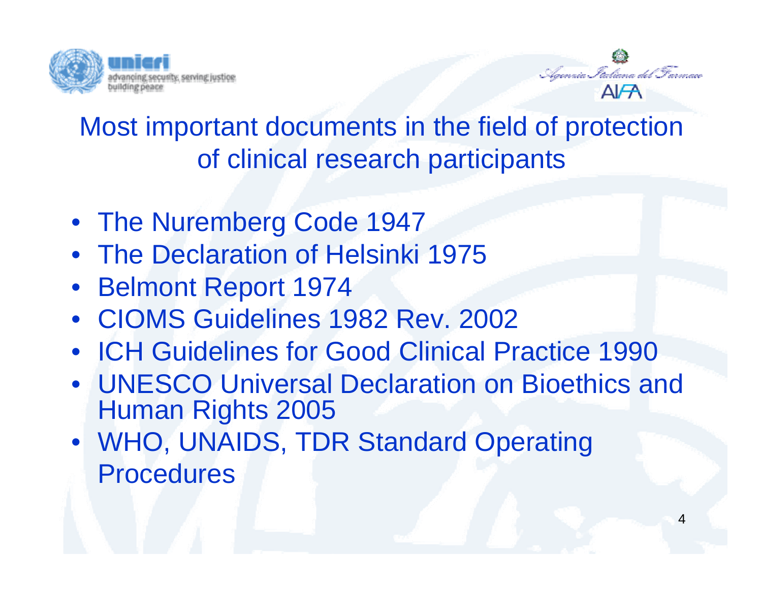# Most important documents in the field of protection of clinical research participants

- The Nuremberg Code 1947
- The Declaration of Helsinki 1975
- Belmont Report 1974
- CIOMS Guidelines 1982 Rev. 2002
- ICH Guidelines for Good Clinical Practice 1990
- UNESCO Universal Declaration on Bioethics and Human Rights 2005
- WHO, UNAIDS, TDR Standard Operating Procedures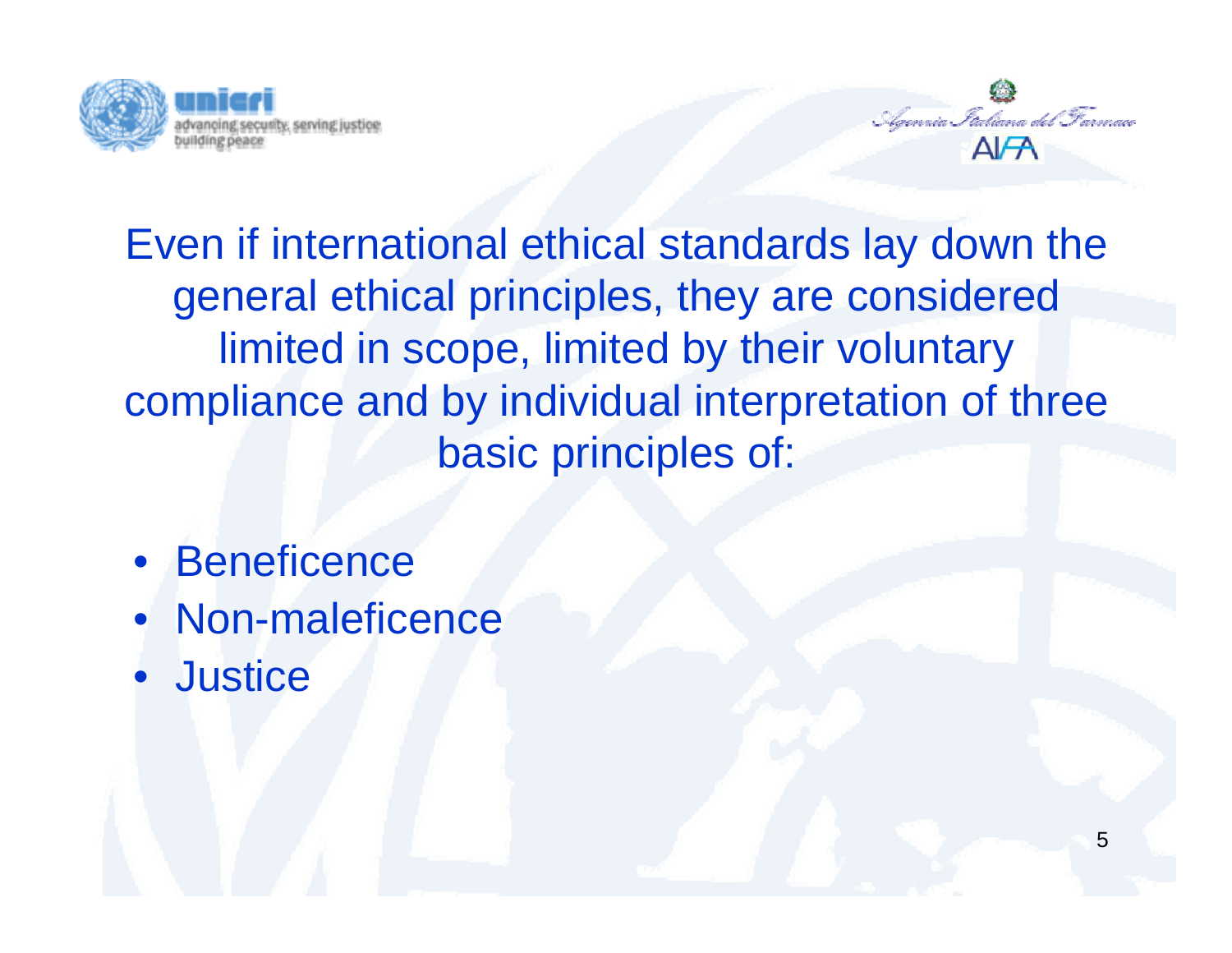Even if international ethical standards lay down the general ethical principles, they are considered limited in scope, limited by their voluntary compliance and by individual interpretation of three basic principles of:

- Beneficence
- Non-maleficence
- Justice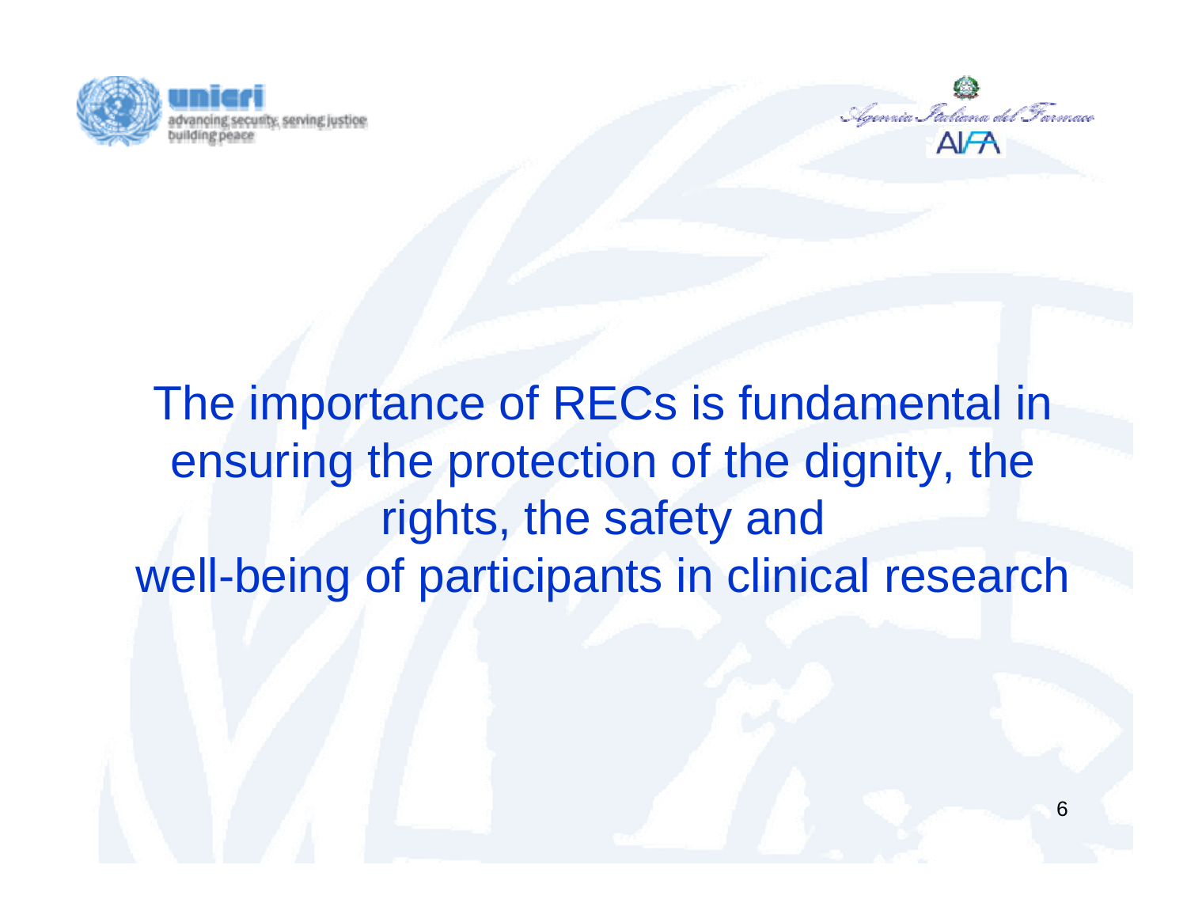The importance of RECs is fundamental in ensuring the protection of the dignity, the rights, the safety and well-being of participants in clinical research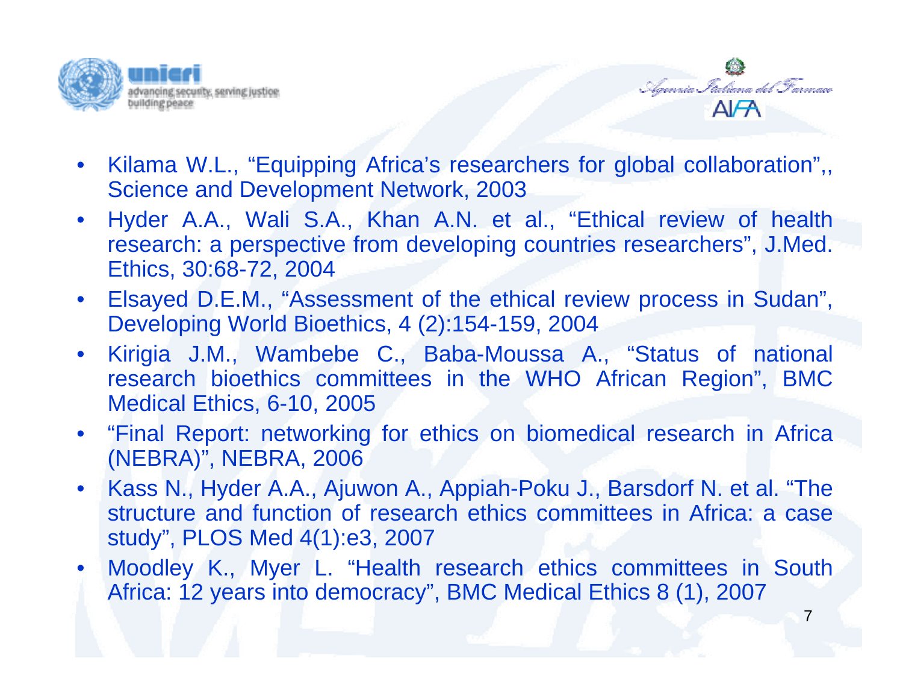- Kilama W.L., “Equipping Africa’s researchers for global collaboration”,, Science and Development Network, 2003
- Hyder A.A., Wali S.A., Khan A.N. et al., “Ethical review of health research: a perspective from developing countries researchers”, J.Med. Ethics, 30:68-72, 2004
- Elsayed D.E.M., “Assessment of the ethical review process in Sudan”, Developing World Bioethics, 4 (2):154-159, 2004
- Kirigia J.M., Wambebe C., Baba-Moussa A., “Status of national research bioethics committees in the WHO African Region”, BMC Medical Ethics, 6-10, 2005
- “Final Report: networking for ethics on biomedical research in Africa (NEBRA)”, NEBRA, 2006
- Kass N., Hyder A.A., Ajuwon A., Appiah-Poku J., Barsdorf N. et al. “The structure and function of research ethics committees in Africa: a case study”, PLOS Med 4(1):e3, 2007
- Moodley K., Myer L. “Health research ethics committees in South Africa: 12 years into democracy”, BMC Medical Ethics 8 (1), 2007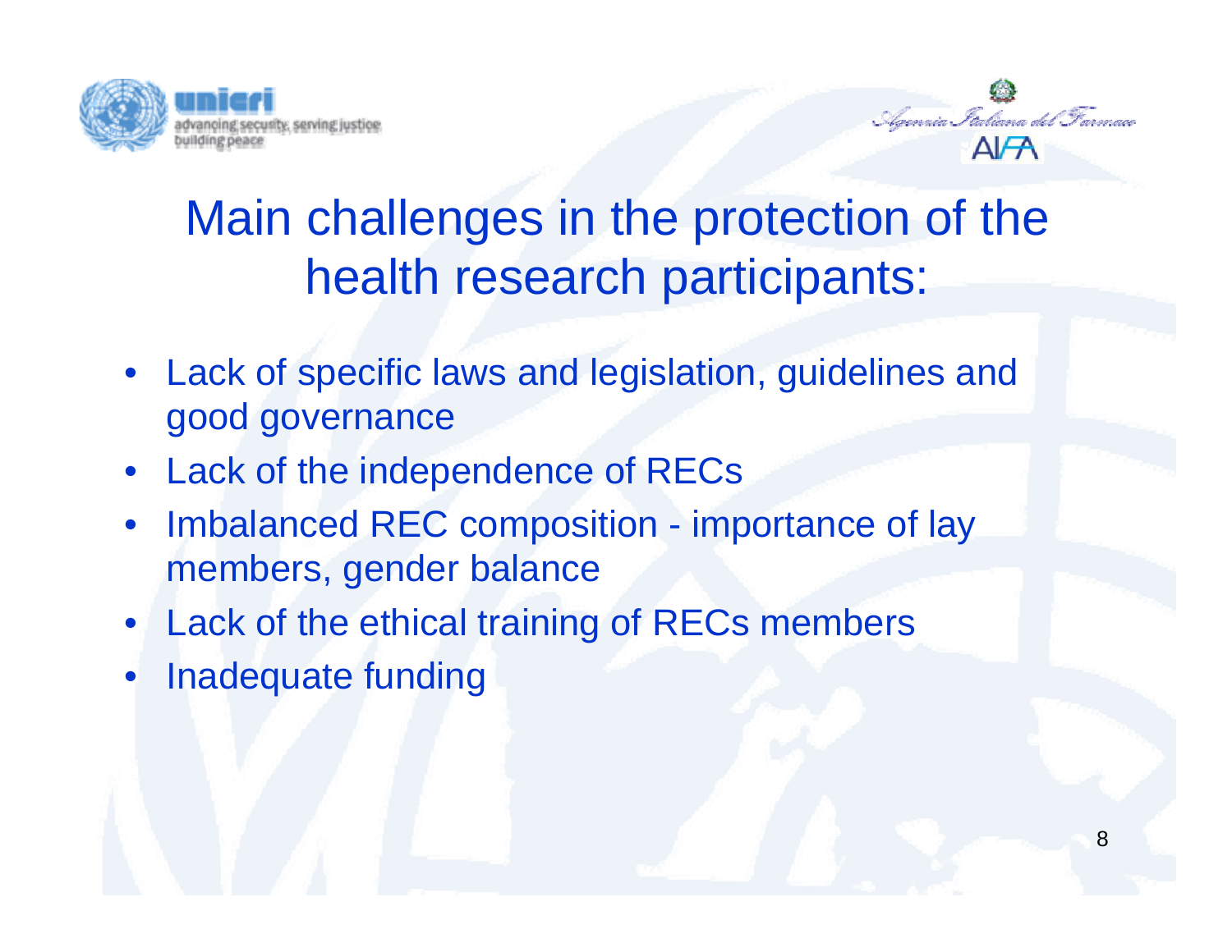# Main challenges in the protection of the health research participants:

- Lack of specific laws and legislation, guidelines and good governance
- Lack of the independence of RECs
- Imbalanced REC composition - importance of lay members, gender balance
- Lack of the ethical training of RECs members
- Inadequate funding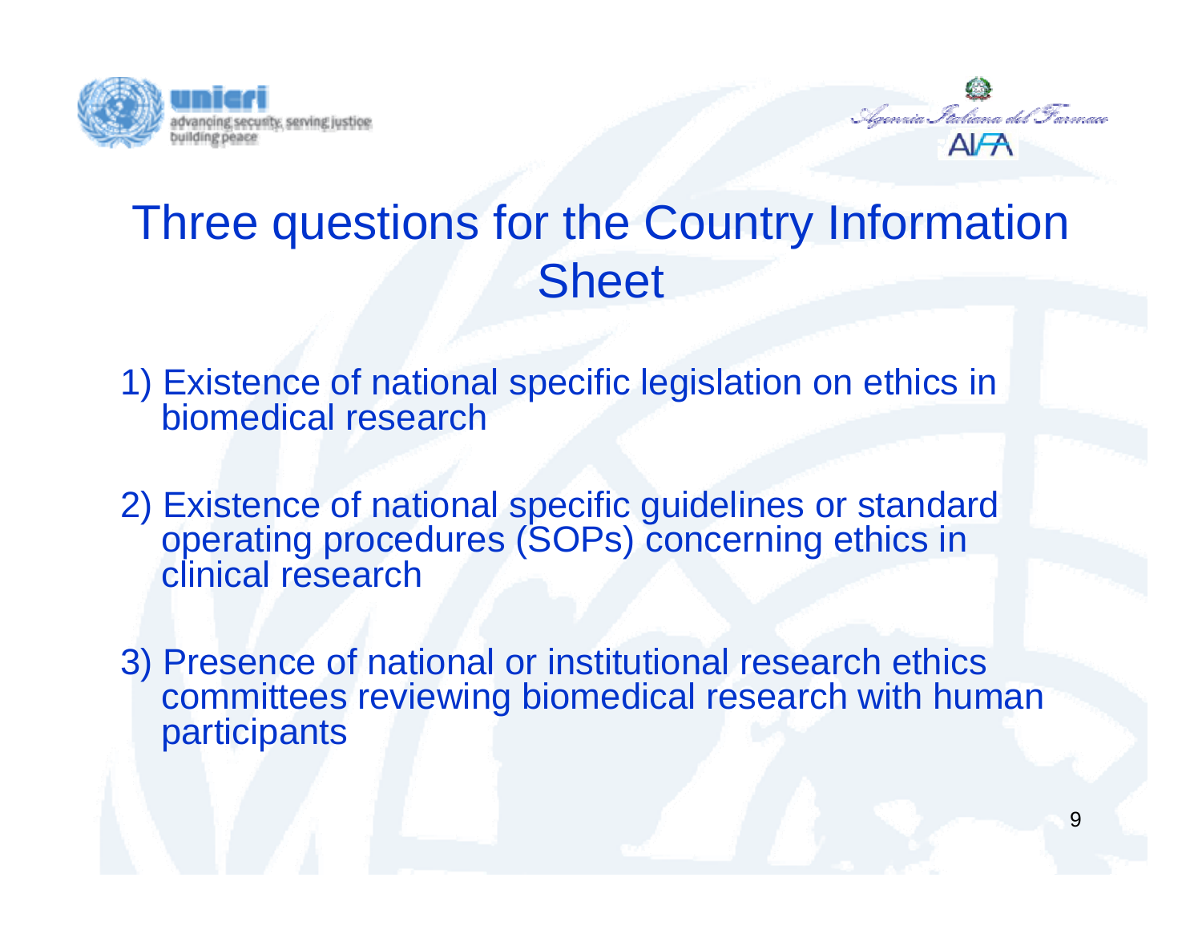# Three questions for the Country Information Sheet

1) Existence of national specific legislation on ethics in biomedical research

2) Existence of national specific guidelines or standard operating procedures (SOPs) concerning ethics in clinical research

3) Presence of national or institutional research ethics committees reviewing biomedical research with human participants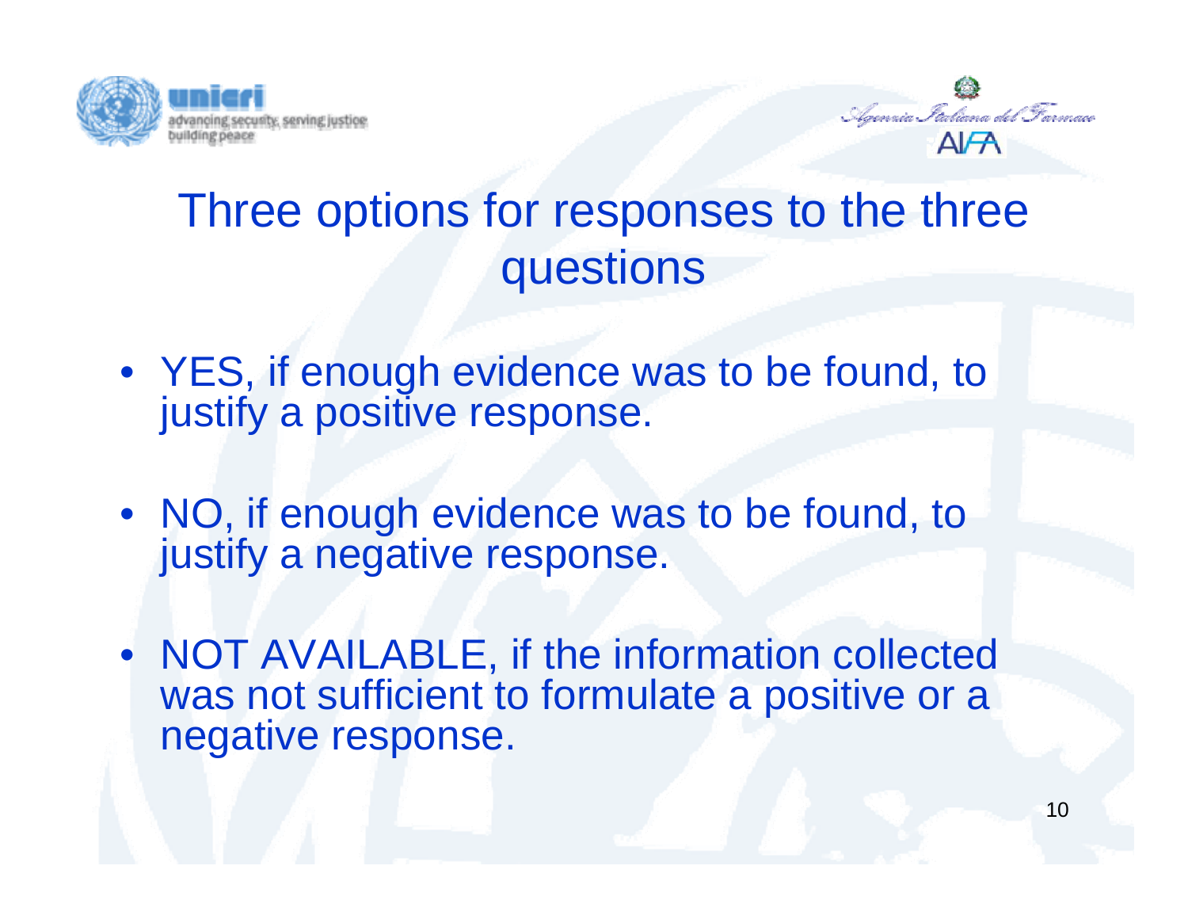# Three options for responses to the three questions

- YES, if enough evidence was to be found, to justify a positive response.
- NO, if enough evidence was to be found, to justify a negative response.
- NOT AVAILABLE, if the information collected was not sufficient to formulate a positive or a negative response.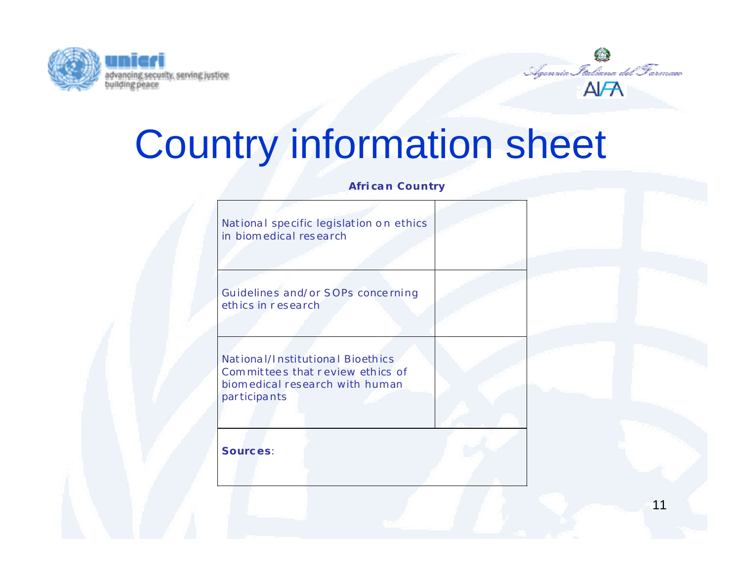# Country information sheet

**African Country**

| | |
|---|---|
| National specific legislation on ethics in biomedical research | |
| Guidelines and/or SOPs concerning ethics in research | |
| National/Institutional Bioethics Committees that review ethics of biomedical research with human participants | |
| **Sources**: | |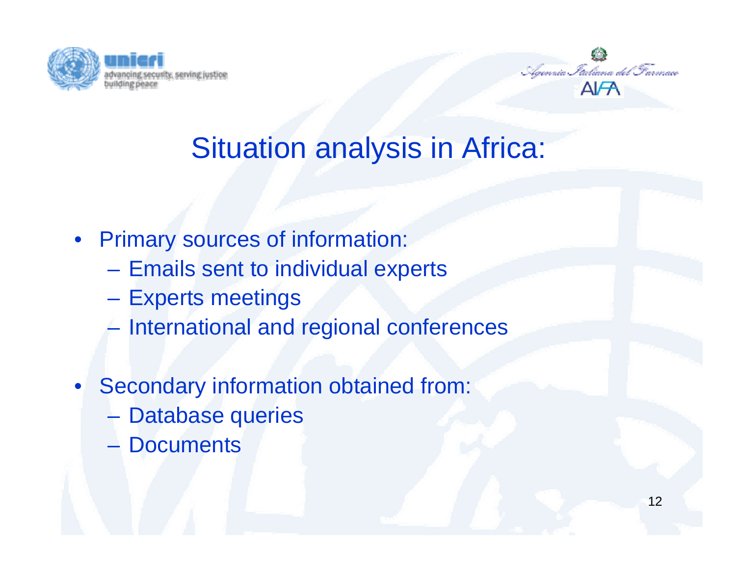# Situation analysis in Africa:

- Primary sources of information:
  - Emails sent to individual experts
  - Experts meetings
  - International and regional conferences

- Secondary information obtained from:
  - Database queries
  - Documents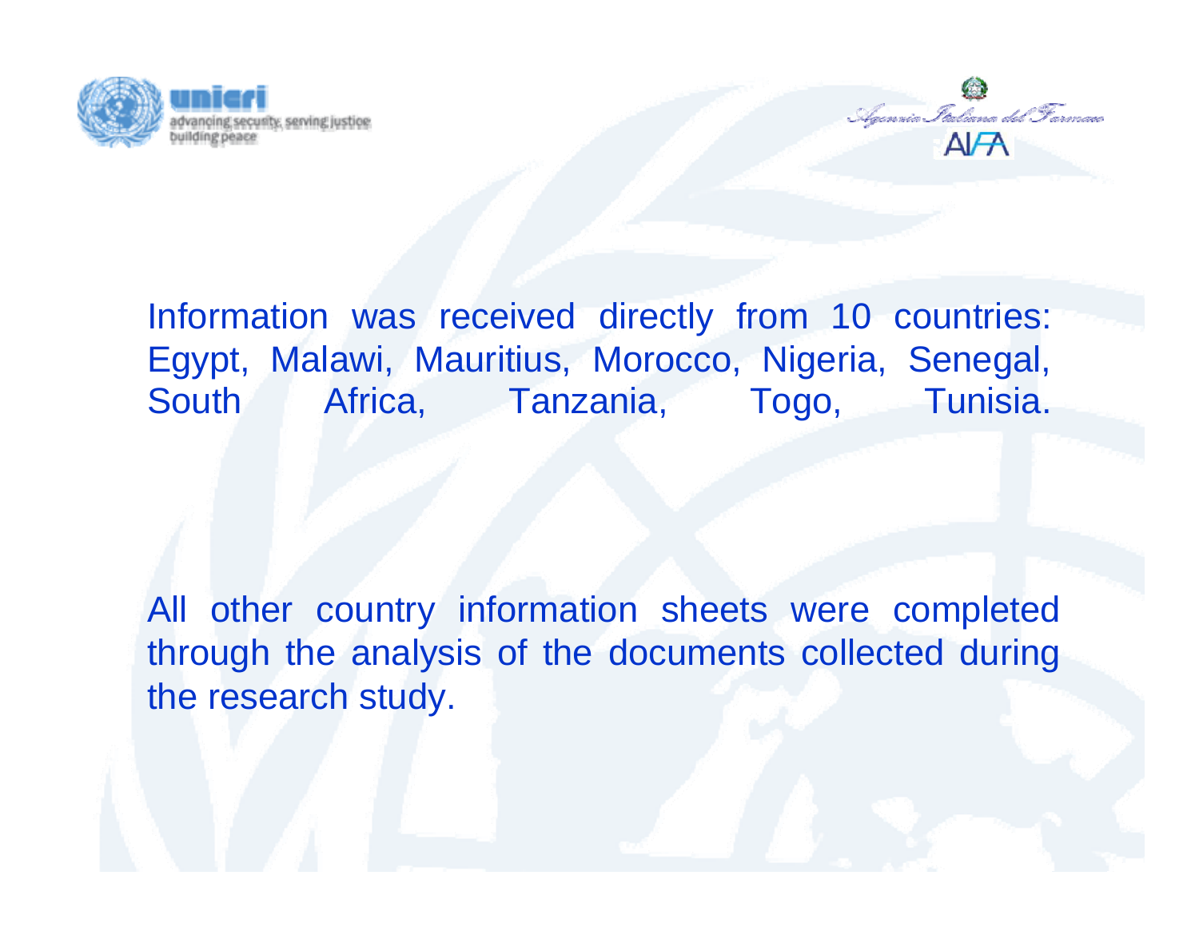Information was received directly from 10 countries: Egypt, Malawi, Mauritius, Morocco, Nigeria, Senegal, South Africa, Tanzania, Togo, Tunisia.

All other country information sheets were completed through the analysis of the documents collected during the research study.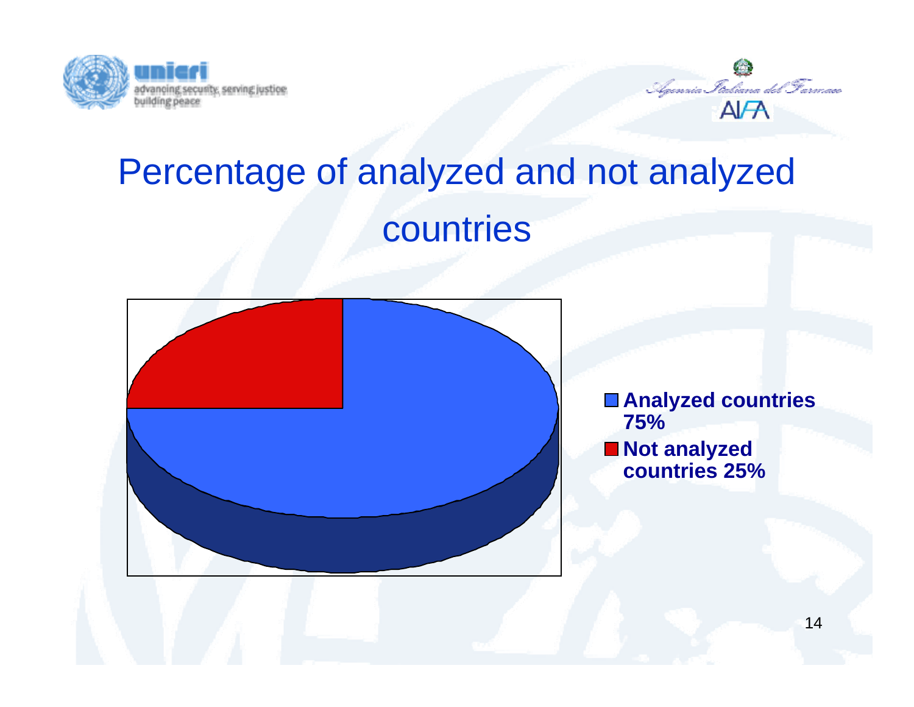# Percentage of analyzed and not analyzed countries

- **Analyzed countries 75%**
- **Not analyzed countries 25%**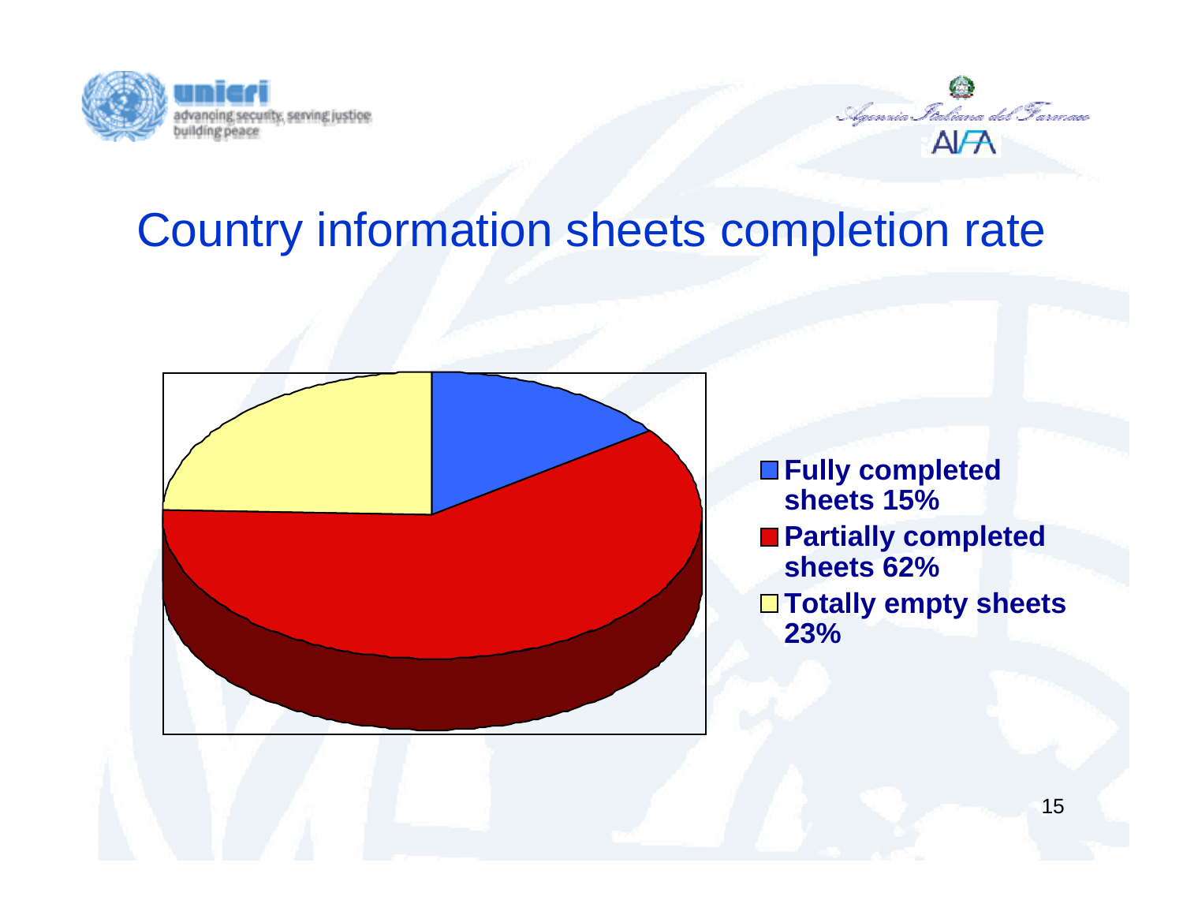# Country information sheets completion rate

- Fully completed sheets 15%
- Partially completed sheets 62%
- Totally empty sheets 23%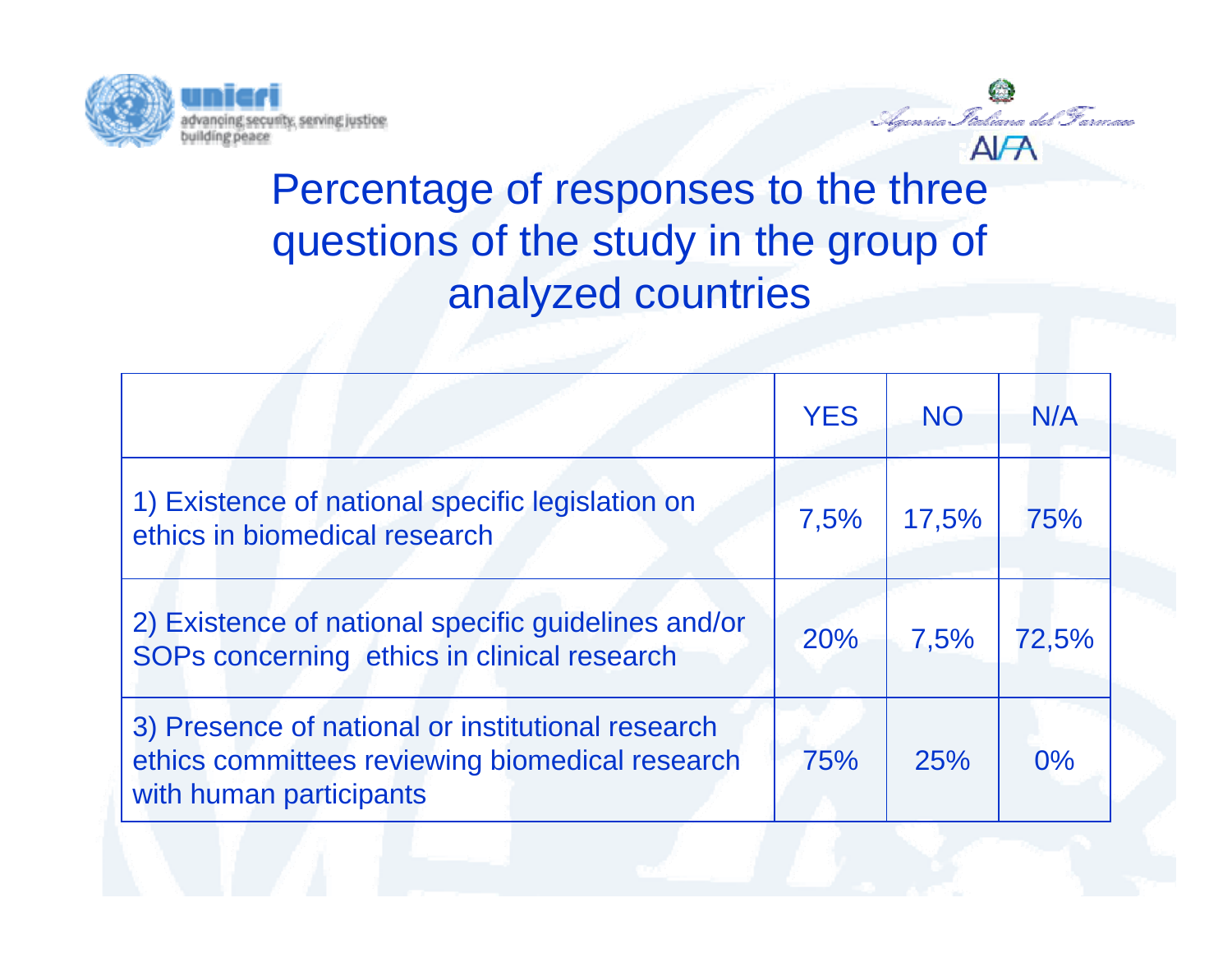# Percentage of responses to the three questions of the study in the group of analyzed countries

| | YES | NO | N/A |
|---|---|---|---|
| 1) Existence of national specific legislation on ethics in biomedical research | 7,5% | 17,5% | 75% |
| 2) Existence of national specific guidelines and/or SOPs concerning ethics in clinical research | 20% | 7,5% | 72,5% |
| 3) Presence of national or institutional research ethics committees reviewing biomedical research with human participants | 75% | 25% | 0% |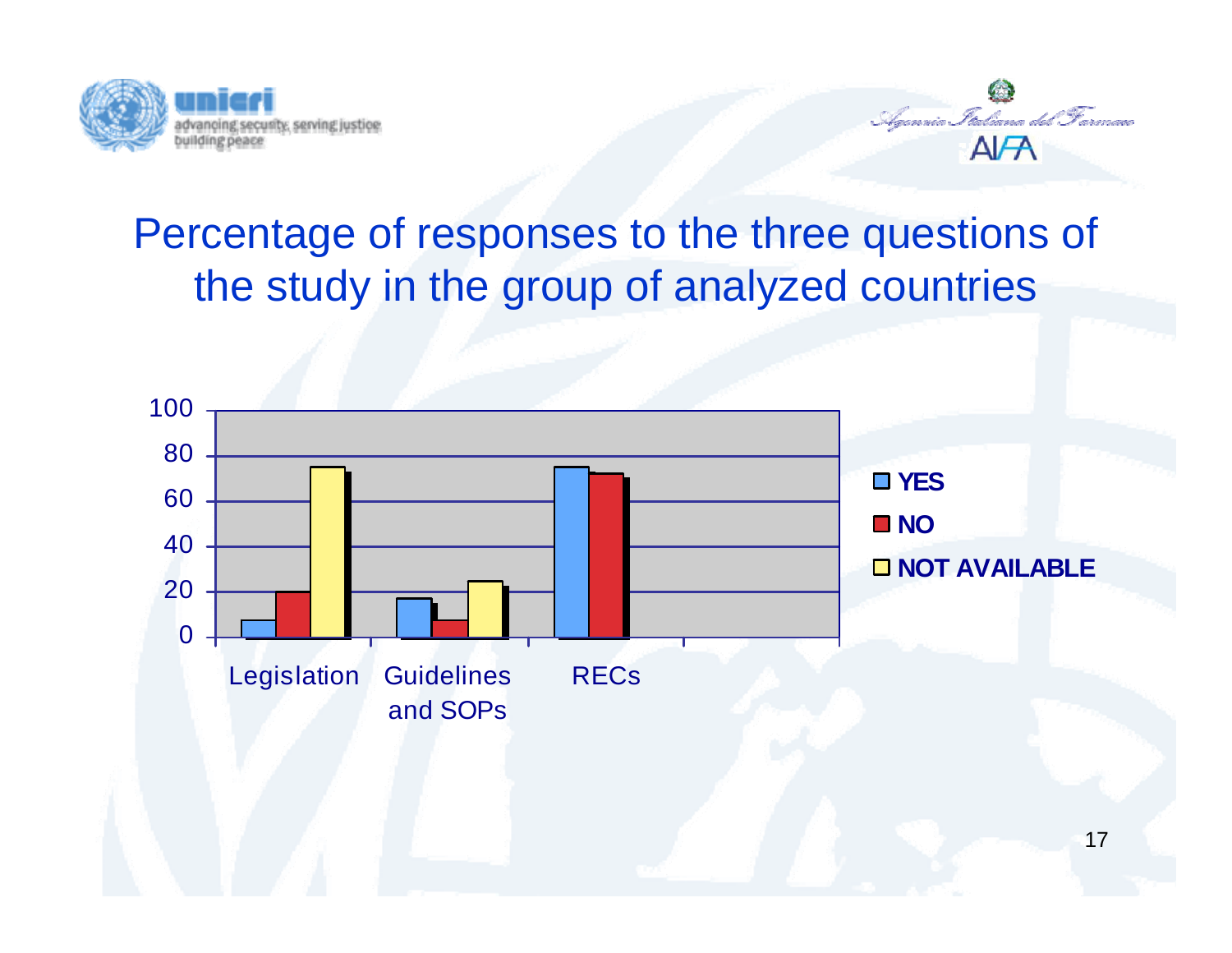# Percentage of responses to the three questions of the study in the group of analyzed countries

| | YES | NO | NOT AVAILABLE |
|---|---|---|---|
| Legislation | 8 | 20 | 75 |
| Guidelines and SOPs | 17 | 8 | 25 |
| RECs | 75 | 72 | |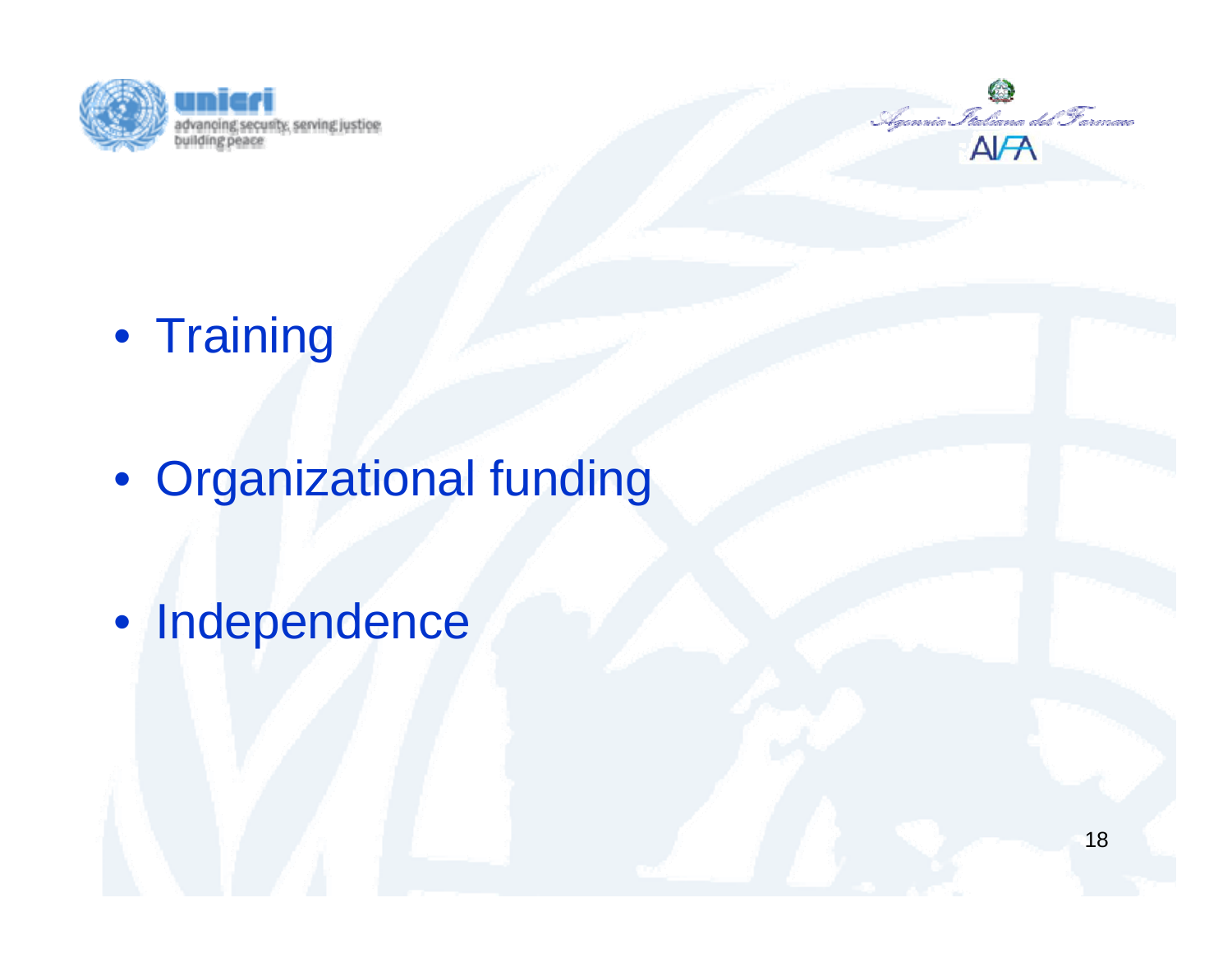- Training
- Organizational funding
- Independence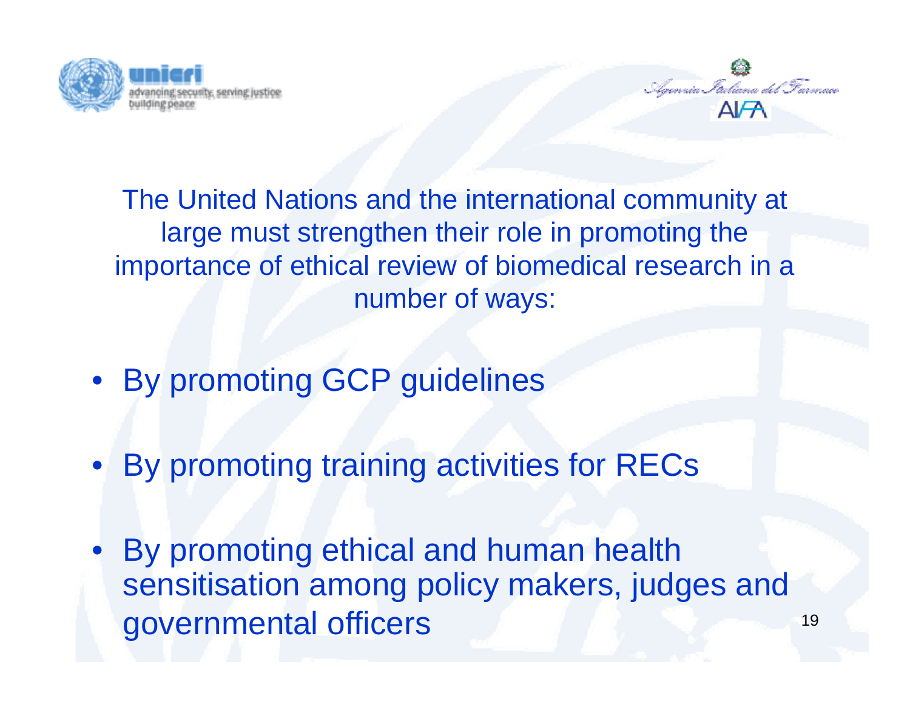The United Nations and the international community at large must strengthen their role in promoting the importance of ethical review of biomedical research in a number of ways:

- By promoting GCP guidelines
- By promoting training activities for RECs
- By promoting ethical and human health sensitisation among policy makers, judges and governmental officers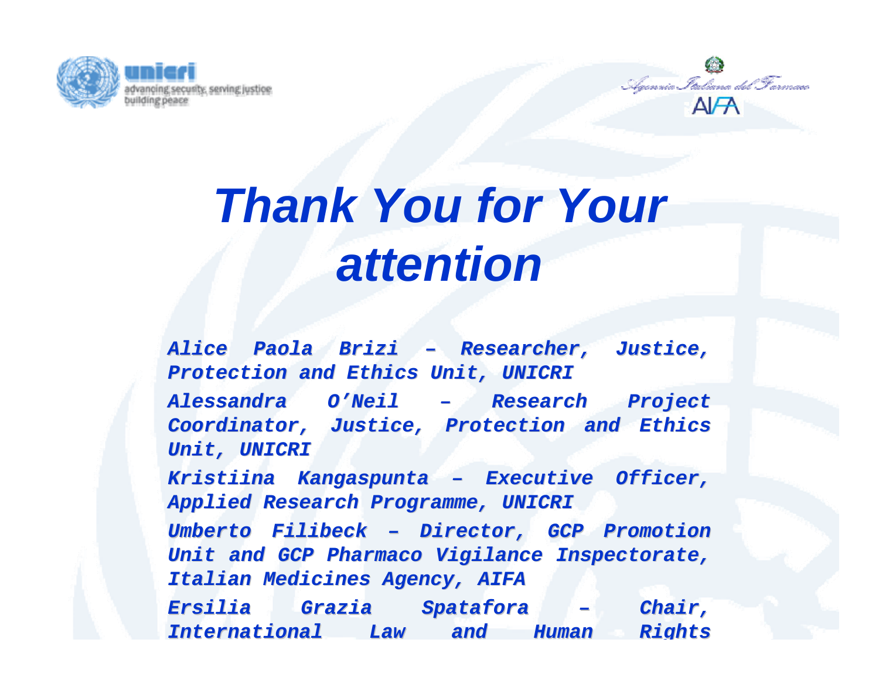# *Thank You for Your attention*

*Alice Paola Brizi – Researcher, Justice, Protection and Ethics Unit, UNICRI*

*Alessandra O'Neil – Research Project Coordinator, Justice, Protection and Ethics Unit, UNICRI*

*Kristiina Kangaspunta – Executive Officer, Applied Research Programme, UNICRI*

*Umberto Filibeck – Director, GCP Promotion Unit and GCP Pharmaco Vigilance Inspectorate, Italian Medicines Agency, AIFA*

*Ersilia Grazia Spatafora – Chair, International Law and Human Rights*